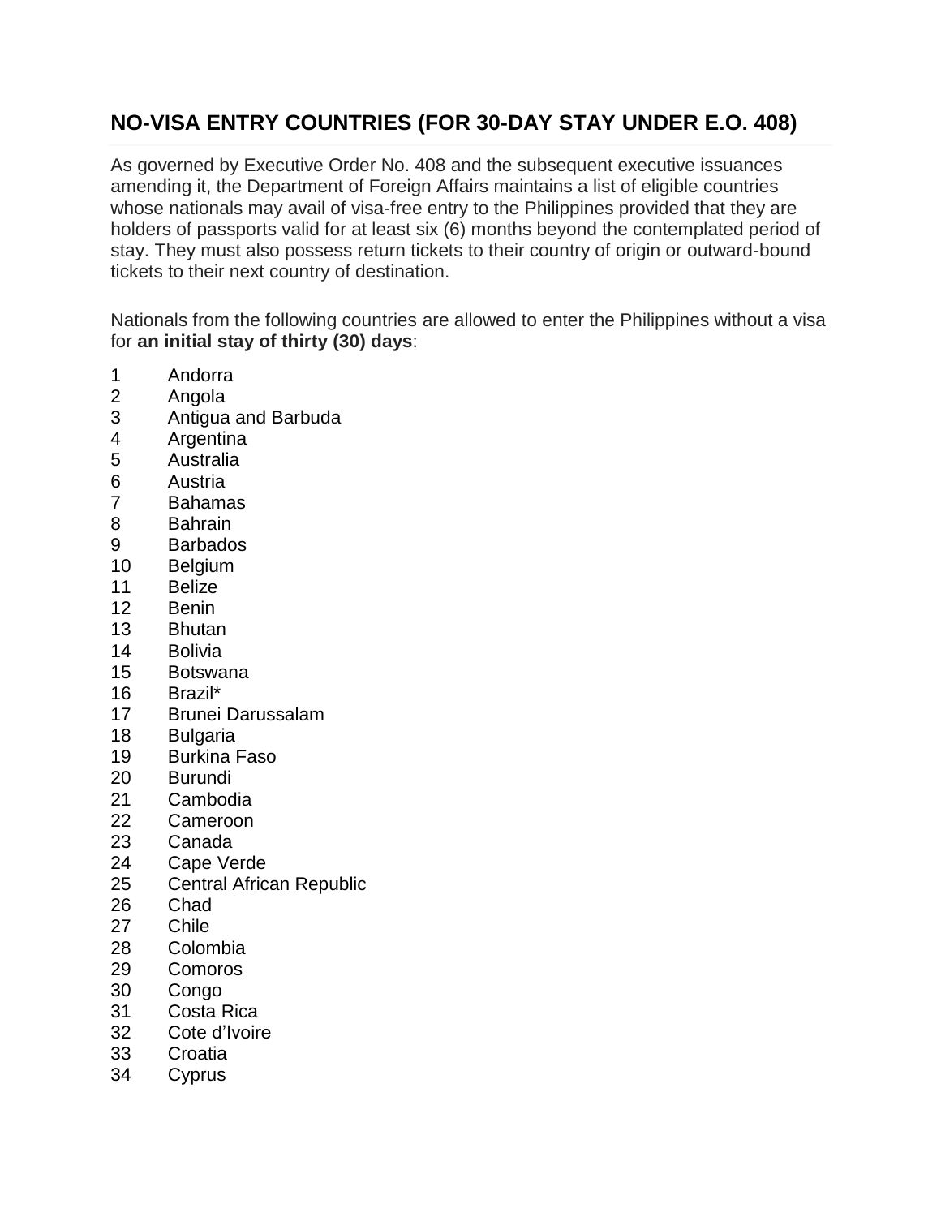## NO-VISA ENTRY COUNTRIES (FOR 30-DAY STAY UNDER E.O. 408)

As governed by Executive Order No. 408 and the subsequent executive issuances amending it, the Department of Foreign Affairs maintains a list of eligible countries whose nationals may avail of visa-free entry to the Philippines provided that they are holders of passports valid for at least six (6) months beyond the contemplated period of stay. They must also possess return tickets to their country of origin or outward-bound tickets to their next country of destination.

Nationals from the following countries are allowed to enter the Philippines without a visa for **an initial stay of thirty (30) days**:

1 Andorra
2 Angola
3 Antigua and Barbuda
4 Argentina
5 Australia
6 Austria
7 Bahamas
8 Bahrain
9 Barbados
10 Belgium
11 Belize
12 Benin
13 Bhutan
14 Bolivia
15 Botswana
16 Brazil*
17 Brunei Darussalam
18 Bulgaria
19 Burkina Faso
20 Burundi
21 Cambodia
22 Cameroon
23 Canada
24 Cape Verde
25 Central African Republic
26 Chad
27 Chile
28 Colombia
29 Comoros
30 Congo
31 Costa Rica
32 Cote d'Ivoire
33 Croatia
34 Cyprus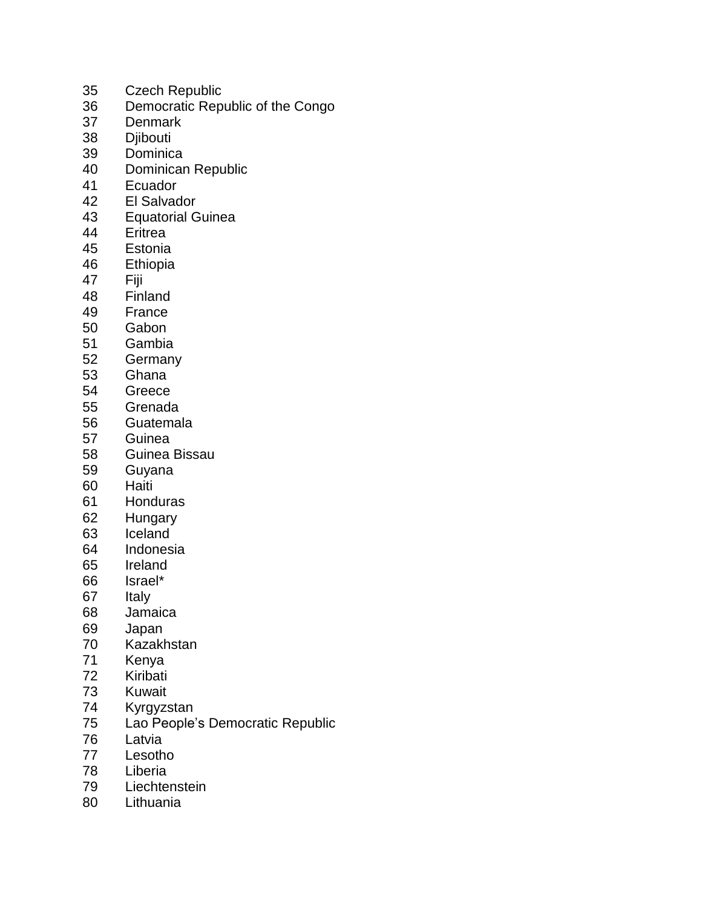35 Czech Republic
36 Democratic Republic of the Congo
37 Denmark
38 Djibouti
39 Dominica
40 Dominican Republic
41 Ecuador
42 El Salvador
43 Equatorial Guinea
44 Eritrea
45 Estonia
46 Ethiopia
47 Fiji
48 Finland
49 France
50 Gabon
51 Gambia
52 Germany
53 Ghana
54 Greece
55 Grenada
56 Guatemala
57 Guinea
58 Guinea Bissau
59 Guyana
60 Haiti
61 Honduras
62 Hungary
63 Iceland
64 Indonesia
65 Ireland
66 Israel*
67 Italy
68 Jamaica
69 Japan
70 Kazakhstan
71 Kenya
72 Kiribati
73 Kuwait
74 Kyrgyzstan
75 Lao People’s Democratic Republic
76 Latvia
77 Lesotho
78 Liberia
79 Liechtenstein
80 Lithuania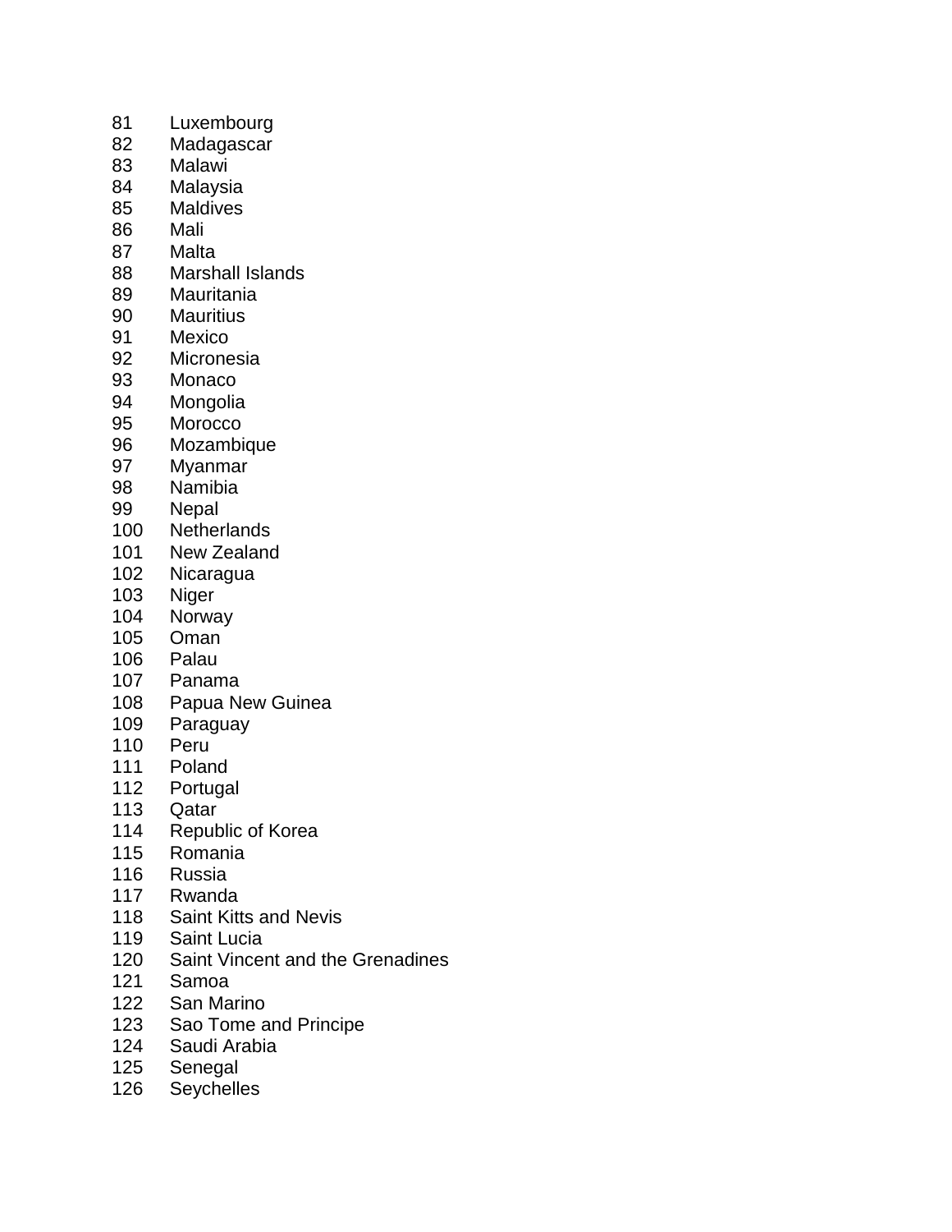81 Luxembourg
82 Madagascar
83 Malawi
84 Malaysia
85 Maldives
86 Mali
87 Malta
88 Marshall Islands
89 Mauritania
90 Mauritius
91 Mexico
92 Micronesia
93 Monaco
94 Mongolia
95 Morocco
96 Mozambique
97 Myanmar
98 Namibia
99 Nepal
100 Netherlands
101 New Zealand
102 Nicaragua
103 Niger
104 Norway
105 Oman
106 Palau
107 Panama
108 Papua New Guinea
109 Paraguay
110 Peru
111 Poland
112 Portugal
113 Qatar
114 Republic of Korea
115 Romania
116 Russia
117 Rwanda
118 Saint Kitts and Nevis
119 Saint Lucia
120 Saint Vincent and the Grenadines
121 Samoa
122 San Marino
123 Sao Tome and Principe
124 Saudi Arabia
125 Senegal
126 Seychelles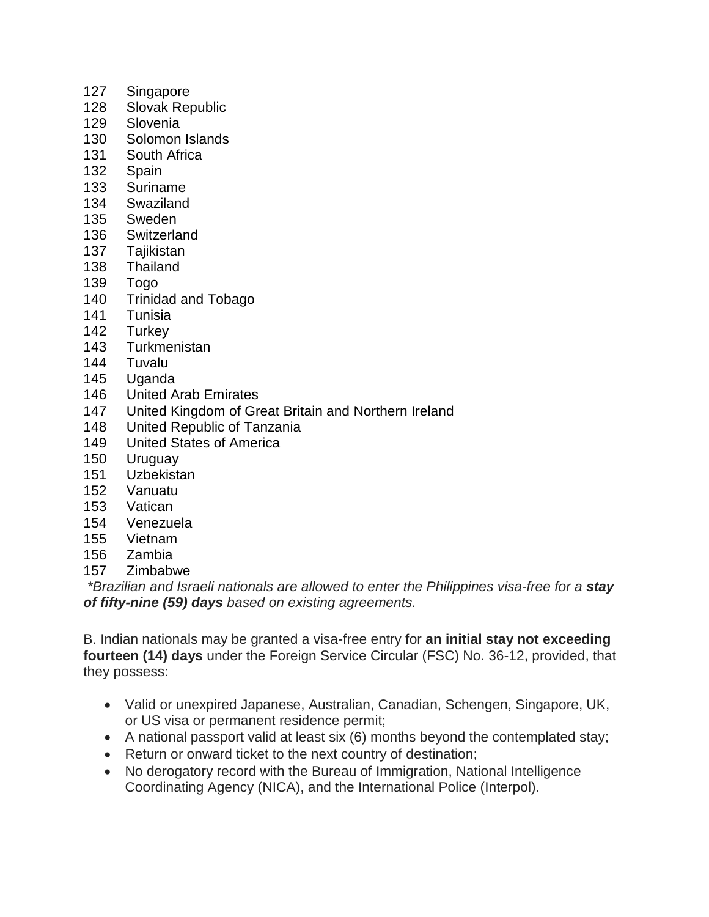127 Singapore
128 Slovak Republic
129 Slovenia
130 Solomon Islands
131 South Africa
132 Spain
133 Suriname
134 Swaziland
135 Sweden
136 Switzerland
137 Tajikistan
138 Thailand
139 Togo
140 Trinidad and Tobago
141 Tunisia
142 Turkey
143 Turkmenistan
144 Tuvalu
145 Uganda
146 United Arab Emirates
147 United Kingdom of Great Britain and Northern Ireland
148 United Republic of Tanzania
149 United States of America
150 Uruguay
151 Uzbekistan
152 Vanuatu
153 Vatican
154 Venezuela
155 Vietnam
156 Zambia
157 Zimbabwe

*\*Brazilian and Israeli nationals are allowed to enter the Philippines visa-free for a **stay of fifty-nine (59) days** based on existing agreements.*

B. Indian nationals may be granted a visa-free entry for **an initial stay not exceeding fourteen (14) days** under the Foreign Service Circular (FSC) No. 36-12, provided, that they possess:

- Valid or unexpired Japanese, Australian, Canadian, Schengen, Singapore, UK, or US visa or permanent residence permit;
- A national passport valid at least six (6) months beyond the contemplated stay;
- Return or onward ticket to the next country of destination;
- No derogatory record with the Bureau of Immigration, National Intelligence Coordinating Agency (NICA), and the International Police (Interpol).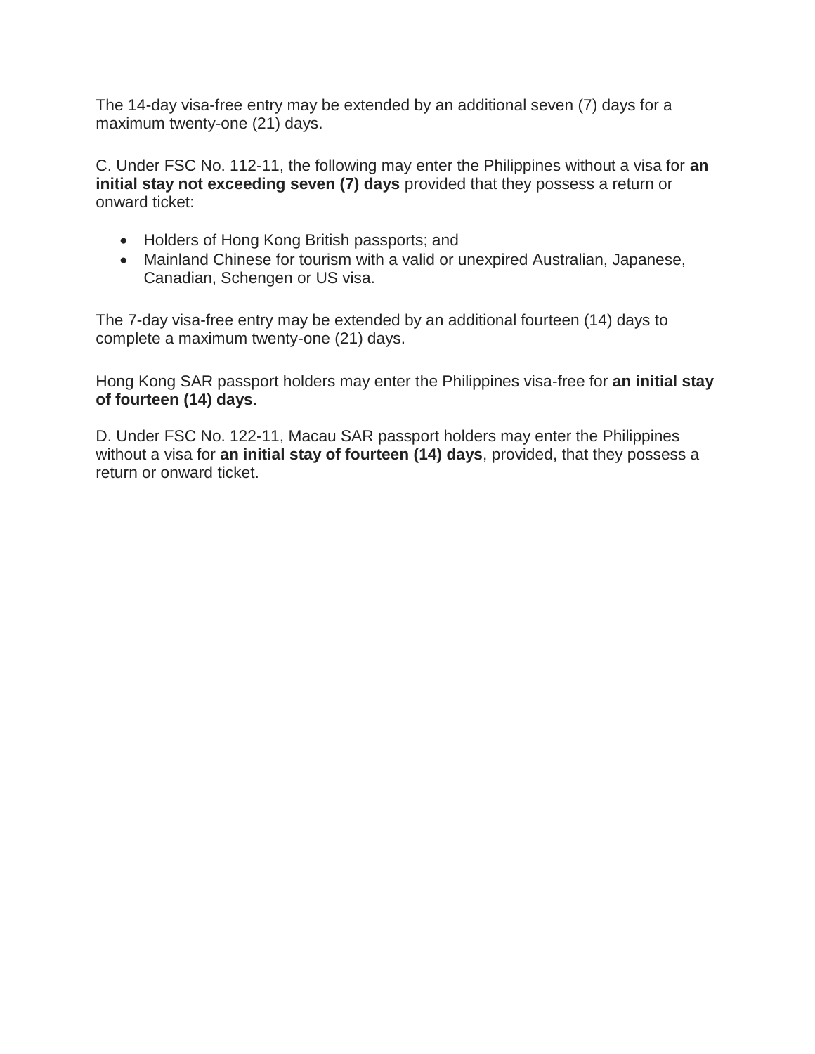The 14-day visa-free entry may be extended by an additional seven (7) days for a maximum twenty-one (21) days.

C. Under FSC No. 112-11, the following may enter the Philippines without a visa for **an initial stay not exceeding seven (7) days** provided that they possess a return or onward ticket:

- Holders of Hong Kong British passports; and
- Mainland Chinese for tourism with a valid or unexpired Australian, Japanese, Canadian, Schengen or US visa.

The 7-day visa-free entry may be extended by an additional fourteen (14) days to complete a maximum twenty-one (21) days.

Hong Kong SAR passport holders may enter the Philippines visa-free for **an initial stay of fourteen (14) days**.

D. Under FSC No. 122-11, Macau SAR passport holders may enter the Philippines without a visa for **an initial stay of fourteen (14) days**, provided, that they possess a return or onward ticket.